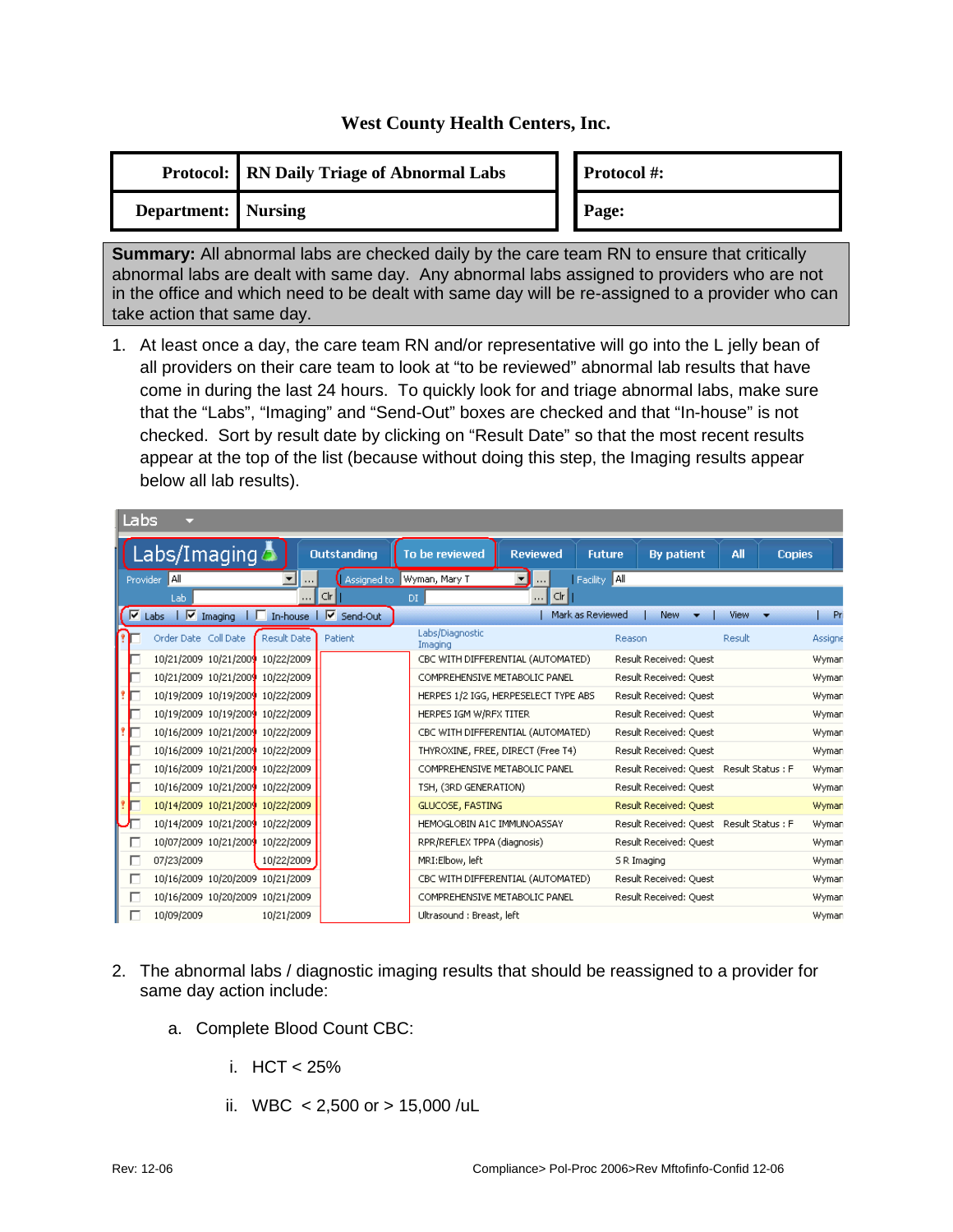# West County Health Centers, Inc.

| **Protocol:** | **RN Daily Triage of Abnormal Labs** |
|---|---|
| **Department:** | **Nursing** |

| **Protocol #:** |
|---|
| **Page:** |

**Summary:** All abnormal labs are checked daily by the care team RN to ensure that critically abnormal labs are dealt with same day. Any abnormal labs assigned to providers who are not in the office and which need to be dealt with same day will be re-assigned to a provider who can take action that same day.

1. At least once a day, the care team RN and/or representative will go into the L jelly bean of all providers on their care team to look at "to be reviewed" abnormal lab results that have come in during the last 24 hours. To quickly look for and triage abnormal labs, make sure that the "Labs", "Imaging" and "Send-Out" boxes are checked and that "In-house" is not checked. Sort by result date by clicking on "Result Date" so that the most recent results appear at the top of the list (because without doing this step, the Imaging results appear below all lab results).

Labs

Labs/Imaging | Outstanding | To be reviewed | Reviewed | Future | By patient | All | Copies

Provider: All | Assigned to: Wyman, Mary T | Facility: All

Lab | DI

☑ Labs | ☑ Imaging | ☐ In-house | ☑ Send-Out | Mark as Reviewed | New | View

| Order Date | Coll Date | Result Date | Patient | Labs/Diagnostic Imaging | Reason | Result | Assigne |
|---|---|---|---|---|---|---|---|
| 10/21/2009 | 10/21/2009 | 10/22/2009 | | CBC WITH DIFFERENTIAL (AUTOMATED) | Result Received: Quest | | Wyman |
| 10/21/2009 | 10/21/2009 | 10/22/2009 | | COMPREHENSIVE METABOLIC PANEL | Result Received: Quest | | Wyman |
| 10/19/2009 | 10/19/2009 | 10/22/2009 | | HERPES 1/2 IGG, HERPESELECT TYPE ABS | Result Received: Quest | | Wyman |
| 10/19/2009 | 10/19/2009 | 10/22/2009 | | HERPES IGM W/RFX TITER | Result Received: Quest | | Wyman |
| 10/16/2009 | 10/21/2009 | 10/22/2009 | | CBC WITH DIFFERENTIAL (AUTOMATED) | Result Received: Quest | | Wyman |
| 10/16/2009 | 10/21/2009 | 10/22/2009 | | THYROXINE, FREE, DIRECT (Free T4) | Result Received: Quest | | Wyman |
| 10/16/2009 | 10/21/2009 | 10/22/2009 | | COMPREHENSIVE METABOLIC PANEL | Result Received: Quest | Result Status : F | Wyman |
| 10/16/2009 | 10/21/2009 | 10/22/2009 | | TSH, (3RD GENERATION) | Result Received: Quest | | Wyman |
| 10/14/2009 | 10/21/2009 | 10/22/2009 | | GLUCOSE, FASTING | Result Received: Quest | | Wyman |
| 10/14/2009 | 10/21/2009 | 10/22/2009 | | HEMOGLOBIN A1C IMMUNOASSAY | Result Received: Quest | Result Status : F | Wyman |
| 10/07/2009 | 10/21/2009 | 10/22/2009 | | RPR/REFLEX TPPA (diagnosis) | Result Received: Quest | | Wyman |
| 07/23/2009 | | 10/22/2009 | | MRI:Elbow, left | S R Imaging | | Wyman |
| 10/16/2009 | 10/20/2009 | 10/21/2009 | | CBC WITH DIFFERENTIAL (AUTOMATED) | Result Received: Quest | | Wyman |
| 10/16/2009 | 10/20/2009 | 10/21/2009 | | COMPREHENSIVE METABOLIC PANEL | Result Received: Quest | | Wyman |
| 10/09/2009 | | 10/21/2009 | | Ultrasound : Breast, left | | | Wyman |

2. The abnormal labs / diagnostic imaging results that should be reassigned to a provider for same day action include:

   a. Complete Blood Count CBC:

      i. HCT < 25%

      ii. WBC < 2,500 or > 15,000 /uL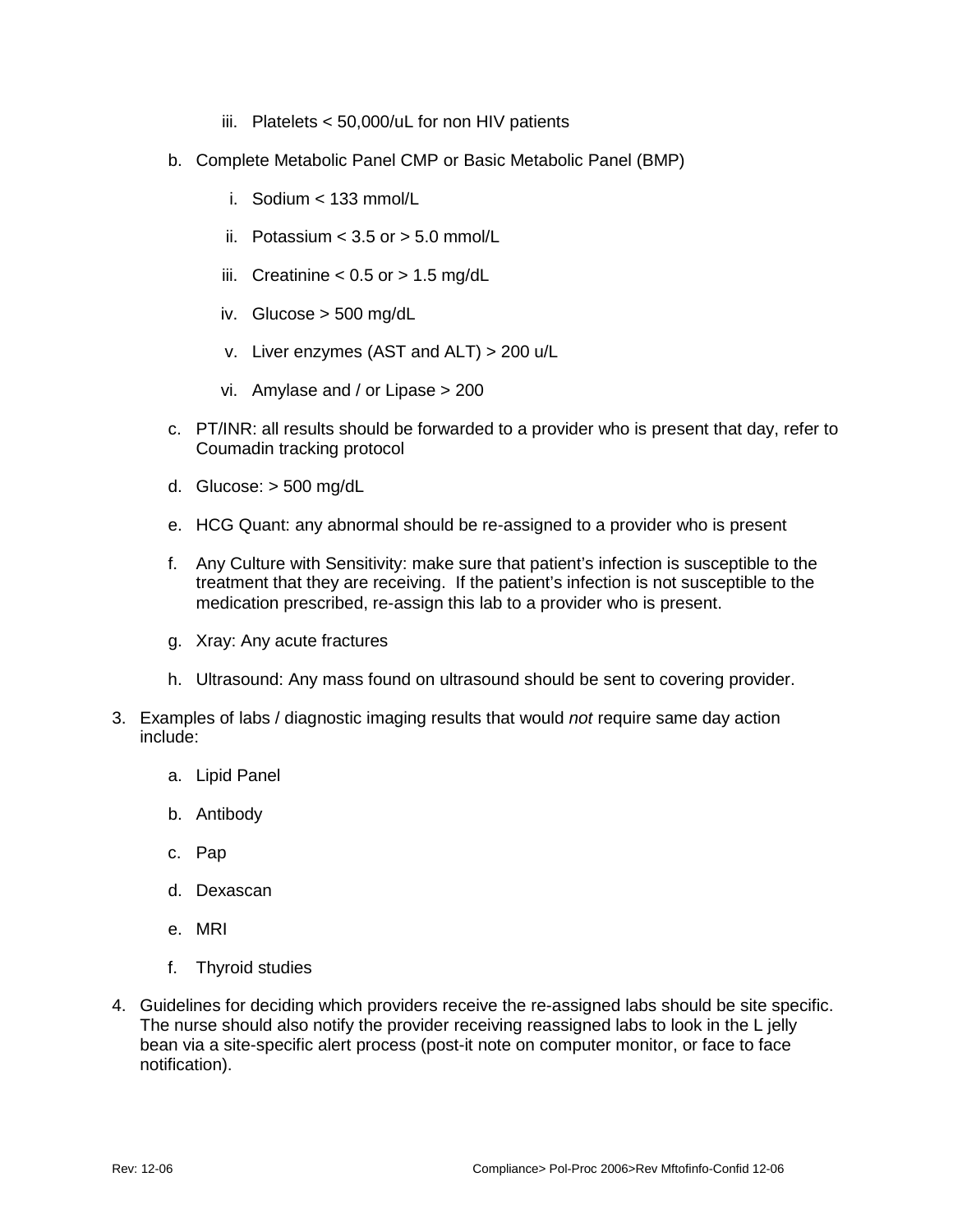iii. Platelets < 50,000/uL for non HIV patients

b. Complete Metabolic Panel CMP or Basic Metabolic Panel (BMP)

   i. Sodium < 133 mmol/L

   ii. Potassium < 3.5 or > 5.0 mmol/L

   iii. Creatinine < 0.5 or > 1.5 mg/dL

   iv. Glucose > 500 mg/dL

   v. Liver enzymes (AST and ALT) > 200 u/L

   vi. Amylase and / or Lipase > 200

c. PT/INR: all results should be forwarded to a provider who is present that day, refer to Coumadin tracking protocol

d. Glucose: > 500 mg/dL

e. HCG Quant: any abnormal should be re-assigned to a provider who is present

f. Any Culture with Sensitivity: make sure that patient's infection is susceptible to the treatment that they are receiving. If the patient's infection is not susceptible to the medication prescribed, re-assign this lab to a provider who is present.

g. Xray: Any acute fractures

h. Ultrasound: Any mass found on ultrasound should be sent to covering provider.

3. Examples of labs / diagnostic imaging results that would *not* require same day action include:

   a. Lipid Panel

   b. Antibody

   c. Pap

   d. Dexascan

   e. MRI

   f. Thyroid studies

4. Guidelines for deciding which providers receive the re-assigned labs should be site specific. The nurse should also notify the provider receiving reassigned labs to look in the L jelly bean via a site-specific alert process (post-it note on computer monitor, or face to face notification).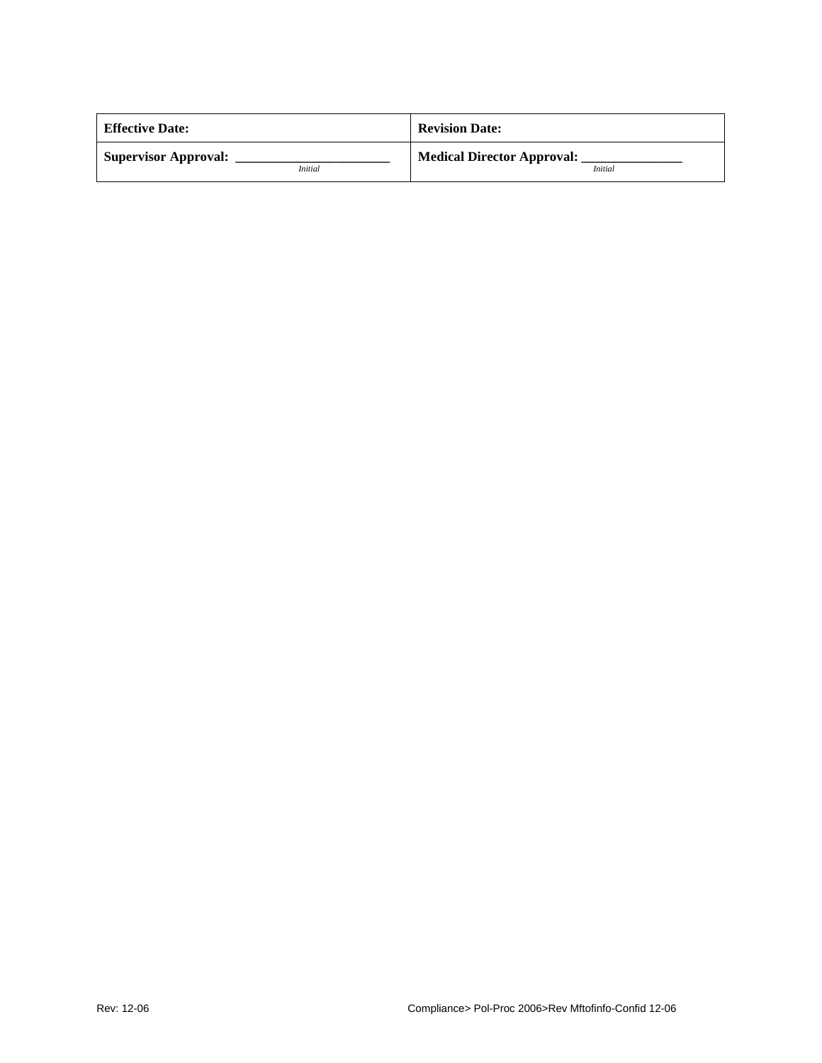| | |
|---|---|
| **Effective Date:** | **Revision Date:** |
| **Supervisor Approval:** _______________________ *Initial* | **Medical Director Approval:** _______________ *Initial* |

Rev: 12-06 Compliance> Pol-Proc 2006>Rev Mftofinfo-Confid 12-06